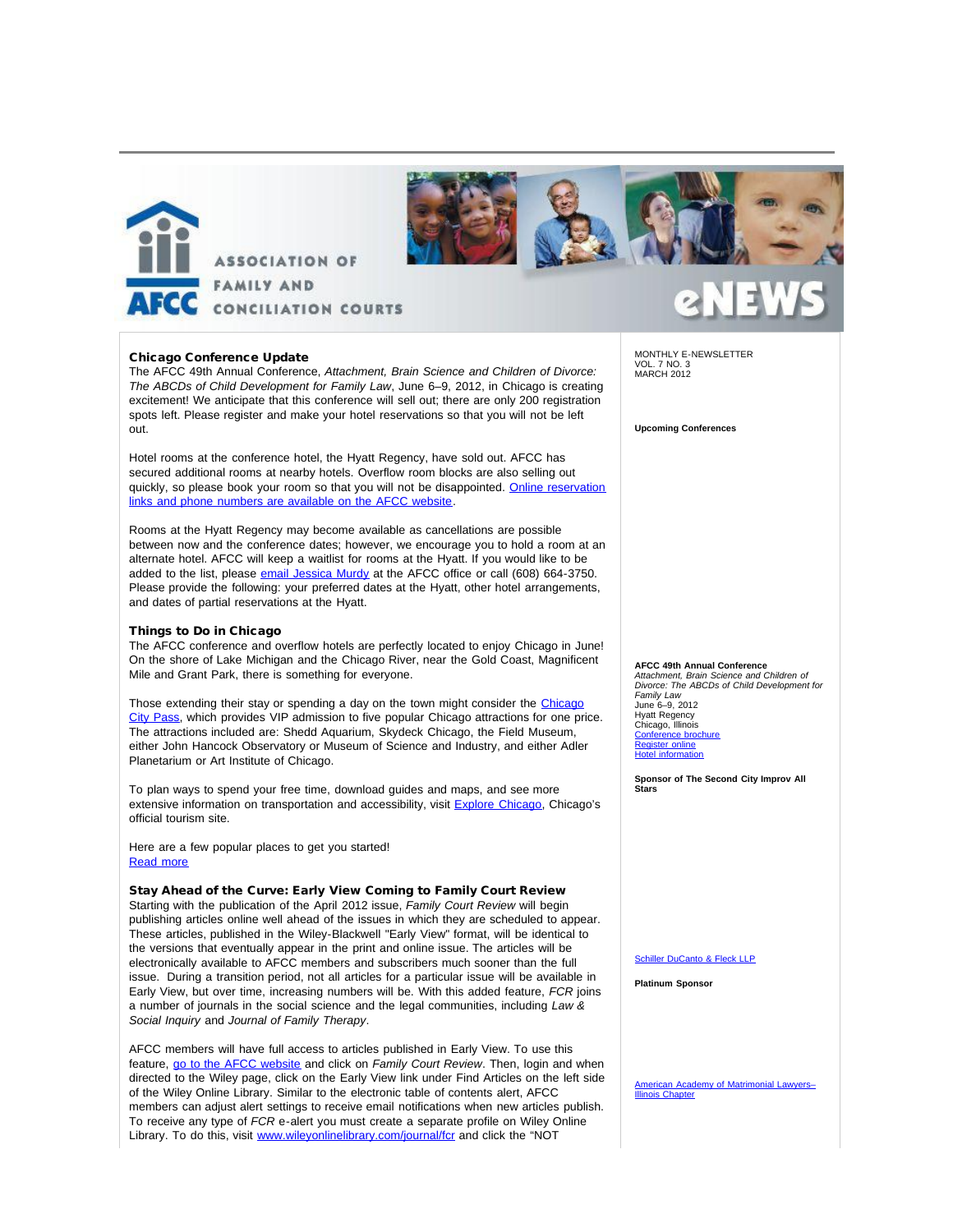ASSOCIATION OF FAMILY AND CONCILIATION COURTS

AFCC

eNEWS

MONTHLY E-NEWSLETTER
VOL. 7 NO. 3
MARCH 2012

### Chicago Conference Update

The AFCC 49th Annual Conference, *Attachment, Brain Science and Children of Divorce: The ABCDs of Child Development for Family Law*, June 6–9, 2012, in Chicago is creating excitement! We anticipate that this conference will sell out; there are only 200 registration spots left. Please register and make your hotel reservations so that you will not be left out.

Hotel rooms at the conference hotel, the Hyatt Regency, have sold out. AFCC has secured additional rooms at nearby hotels. Overflow room blocks are also selling out quickly, so please book your room so that you will not be disappointed. Online reservation links and phone numbers are available on the AFCC website.

Rooms at the Hyatt Regency may become available as cancellations are possible between now and the conference dates; however, we encourage you to hold a room at an alternate hotel. AFCC will keep a waitlist for rooms at the Hyatt. If you would like to be added to the list, please email Jessica Murdy at the AFCC office or call (608) 664-3750. Please provide the following: your preferred dates at the Hyatt, other hotel arrangements, and dates of partial reservations at the Hyatt.

### Things to Do in Chicago

The AFCC conference and overflow hotels are perfectly located to enjoy Chicago in June! On the shore of Lake Michigan and the Chicago River, near the Gold Coast, Magnificent Mile and Grant Park, there is something for everyone.

Those extending their stay or spending a day on the town might consider the Chicago City Pass, which provides VIP admission to five popular Chicago attractions for one price. The attractions included are: Shedd Aquarium, Skydeck Chicago, the Field Museum, either John Hancock Observatory or Museum of Science and Industry, and either Adler Planetarium or Art Institute of Chicago.

To plan ways to spend your free time, download guides and maps, and see more extensive information on transportation and accessibility, visit Explore Chicago, Chicago's official tourism site.

Here are a few popular places to get you started!
Read more

### Stay Ahead of the Curve: Early View Coming to Family Court Review

Starting with the publication of the April 2012 issue, *Family Court Review* will begin publishing articles online well ahead of the issues in which they are scheduled to appear. These articles, published in the Wiley-Blackwell "Early View" format, will be identical to the versions that eventually appear in the print and online issue. The articles will be electronically available to AFCC members and subscribers much sooner than the full issue. During a transition period, not all articles for a particular issue will be available in Early View, but over time, increasing numbers will be. With this added feature, *FCR* joins a number of journals in the social science and the legal communities, including *Law & Social Inquiry* and *Journal of Family Therapy*.

AFCC members will have full access to articles published in Early View. To use this feature, go to the AFCC website and click on *Family Court Review*. Then, login and when directed to the Wiley page, click on the Early View link under Find Articles on the left side of the Wiley Online Library. Similar to the electronic table of contents alert, AFCC members can adjust alert settings to receive email notifications when new articles publish. To receive any type of *FCR* e-alert you must create a separate profile on Wiley Online Library. To do this, visit www.wileyonlinelibrary.com/journal/fcr and click the "NOT

**Upcoming Conferences**

**AFCC 49th Annual Conference**
*Attachment, Brain Science and Children of Divorce: The ABCDs of Child Development for Family Law*
June 6–9, 2012
Hyatt Regency
Chicago, Illinois
Conference brochure
Register online
Hotel information

**Sponsor of The Second City Improv All Stars**

Schiller DuCanto & Fleck LLP

**Platinum Sponsor**

American Academy of Matrimonial Lawyers–Illinois Chapter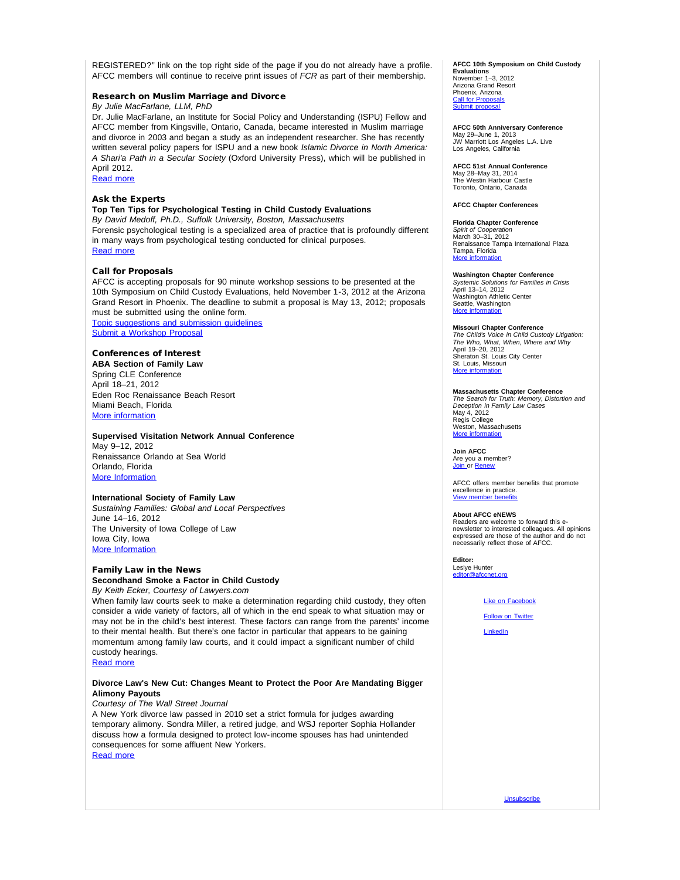REGISTERED?" link on the top right side of the page if you do not already have a profile. AFCC members will continue to receive print issues of *FCR* as part of their membership.

### Research on Muslim Marriage and Divorce

*By Julie MacFarlane, LLM, PhD*

Dr. Julie MacFarlane, an Institute for Social Policy and Understanding (ISPU) Fellow and AFCC member from Kingsville, Ontario, Canada, became interested in Muslim marriage and divorce in 2003 and began a study as an independent researcher. She has recently written several policy papers for ISPU and a new book *Islamic Divorce in North America: A Shari'a Path in a Secular Society* (Oxford University Press), which will be published in April 2012.

Read more

### Ask the Experts

**Top Ten Tips for Psychological Testing in Child Custody Evaluations**

*By David Medoff, Ph.D., Suffolk University, Boston, Massachusetts*

Forensic psychological testing is a specialized area of practice that is profoundly different in many ways from psychological testing conducted for clinical purposes.

Read more

### Call for Proposals

AFCC is accepting proposals for 90 minute workshop sessions to be presented at the 10th Symposium on Child Custody Evaluations, held November 1-3, 2012 at the Arizona Grand Resort in Phoenix. The deadline to submit a proposal is May 13, 2012; proposals must be submitted using the online form.

Topic suggestions and submission guidelines

Submit a Workshop Proposal

### Conferences of Interest

**ABA Section of Family Law**

Spring CLE Conference
April 18–21, 2012
Eden Roc Renaissance Beach Resort
Miami Beach, Florida
More information

**Supervised Visitation Network Annual Conference**

May 9–12, 2012
Renaissance Orlando at Sea World
Orlando, Florida
More Information

**International Society of Family Law**

*Sustaining Families: Global and Local Perspectives*
June 14–16, 2012
The University of Iowa College of Law
Iowa City, Iowa
More Information

### Family Law in the News

**Secondhand Smoke a Factor in Child Custody**

*By Keith Ecker, Courtesy of Lawyers.com*

When family law courts seek to make a determination regarding child custody, they often consider a wide variety of factors, all of which in the end speak to what situation may or may not be in the child's best interest. These factors can range from the parents' income to their mental health. But there's one factor in particular that appears to be gaining momentum among family law courts, and it could impact a significant number of child custody hearings.

Read more

**Divorce Law's New Cut: Changes Meant to Protect the Poor Are Mandating Bigger Alimony Payouts**

*Courtesy of The Wall Street Journal*

A New York divorce law passed in 2010 set a strict formula for judges awarding temporary alimony. Sondra Miller, a retired judge, and WSJ reporter Sophia Hollander discuss how a formula designed to protect low-income spouses has had unintended consequences for some affluent New Yorkers.

Read more

---

**AFCC 10th Symposium on Child Custody Evaluations**
November 1–3, 2012
Arizona Grand Resort
Phoenix, Arizona
Call for Proposals
Submit proposal

**AFCC 50th Anniversary Conference**
May 29–June 1, 2013
JW Marriott Los Angeles L.A. Live
Los Angeles, California

**AFCC 51st Annual Conference**
May 28–May 31, 2014
The Westin Harbour Castle
Toronto, Ontario, Canada

**AFCC Chapter Conferences**

**Florida Chapter Conference**
*Spirit of Cooperation*
March 30–31, 2012
Renaissance Tampa International Plaza
Tampa, Florida
More information

**Washington Chapter Conference**
*Systemic Solutions for Families in Crisis*
April 13–14, 2012
Washington Athletic Center
Seattle, Washington
More information

**Missouri Chapter Conference**
*The Child's Voice in Child Custody Litigation: The Who, What, When, Where and Why*
April 19–20, 2012
Sheraton St. Louis City Center
St. Louis, Missouri
More information

**Massachusetts Chapter Conference**
*The Search for Truth: Memory, Distortion and Deception in Family Law Cases*
May 4, 2012
Regis College
Weston, Massachusetts
More information

**Join AFCC**
Are you a member?
Join or Renew

AFCC offers member benefits that promote excellence in practice.
View member benefits

**About AFCC eNEWS**
Readers are welcome to forward this e-newsletter to interested colleagues. All opinions expressed are those of the author and do not necessarily reflect those of AFCC.

**Editor:**
Leslye Hunter
editor@afccnet.org

Like on Facebook

Follow on Twitter

LinkedIn

Unsubscribe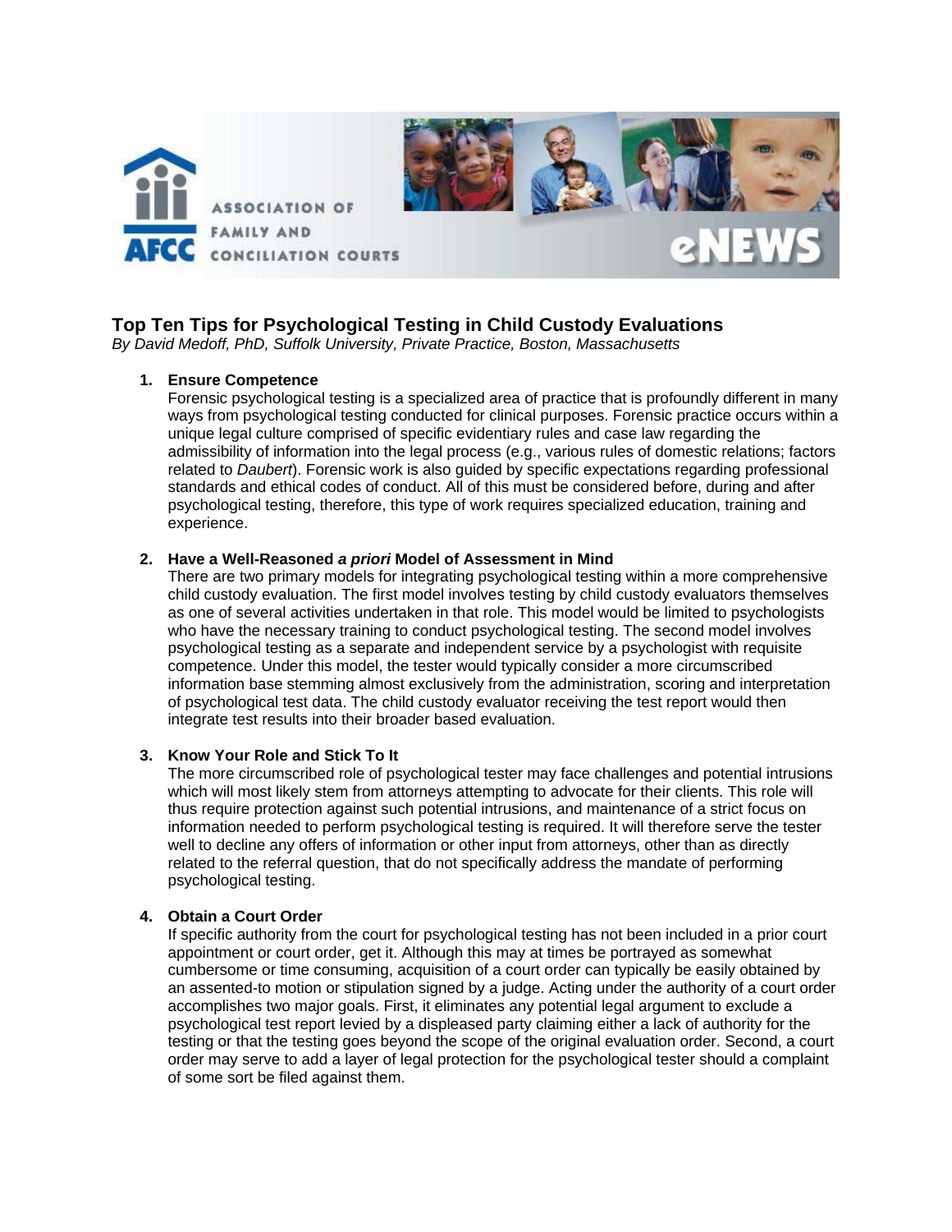# Top Ten Tips for Psychological Testing in Child Custody Evaluations

*By David Medoff, PhD, Suffolk University, Private Practice, Boston, Massachusetts*

1. **Ensure Competence**
   Forensic psychological testing is a specialized area of practice that is profoundly different in many ways from psychological testing conducted for clinical purposes. Forensic practice occurs within a unique legal culture comprised of specific evidentiary rules and case law regarding the admissibility of information into the legal process (e.g., various rules of domestic relations; factors related to *Daubert*). Forensic work is also guided by specific expectations regarding professional standards and ethical codes of conduct. All of this must be considered before, during and after psychological testing, therefore, this type of work requires specialized education, training and experience.

2. **Have a Well-Reasoned *a priori* Model of Assessment in Mind**
   There are two primary models for integrating psychological testing within a more comprehensive child custody evaluation. The first model involves testing by child custody evaluators themselves as one of several activities undertaken in that role. This model would be limited to psychologists who have the necessary training to conduct psychological testing. The second model involves psychological testing as a separate and independent service by a psychologist with requisite competence. Under this model, the tester would typically consider a more circumscribed information base stemming almost exclusively from the administration, scoring and interpretation of psychological test data. The child custody evaluator receiving the test report would then integrate test results into their broader based evaluation.

3. **Know Your Role and Stick To It**
   The more circumscribed role of psychological tester may face challenges and potential intrusions which will most likely stem from attorneys attempting to advocate for their clients. This role will thus require protection against such potential intrusions, and maintenance of a strict focus on information needed to perform psychological testing is required. It will therefore serve the tester well to decline any offers of information or other input from attorneys, other than as directly related to the referral question, that do not specifically address the mandate of performing psychological testing.

4. **Obtain a Court Order**
   If specific authority from the court for psychological testing has not been included in a prior court appointment or court order, get it. Although this may at times be portrayed as somewhat cumbersome or time consuming, acquisition of a court order can typically be easily obtained by an assented-to motion or stipulation signed by a judge. Acting under the authority of a court order accomplishes two major goals. First, it eliminates any potential legal argument to exclude a psychological test report levied by a displeased party claiming either a lack of authority for the testing or that the testing goes beyond the scope of the original evaluation order. Second, a court order may serve to add a layer of legal protection for the psychological tester should a complaint of some sort be filed against them.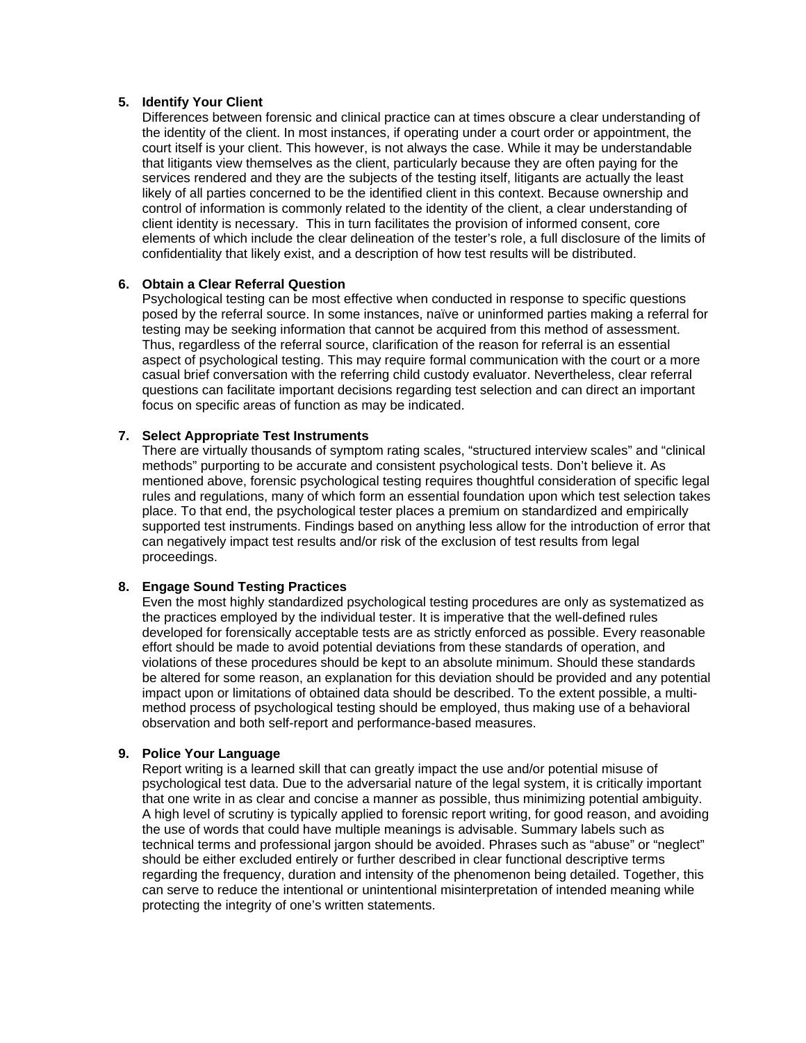5. **Identify Your Client**
   Differences between forensic and clinical practice can at times obscure a clear understanding of the identity of the client. In most instances, if operating under a court order or appointment, the court itself is your client. This however, is not always the case. While it may be understandable that litigants view themselves as the client, particularly because they are often paying for the services rendered and they are the subjects of the testing itself, litigants are actually the least likely of all parties concerned to be the identified client in this context. Because ownership and control of information is commonly related to the identity of the client, a clear understanding of client identity is necessary. This in turn facilitates the provision of informed consent, core elements of which include the clear delineation of the tester's role, a full disclosure of the limits of confidentiality that likely exist, and a description of how test results will be distributed.

6. **Obtain a Clear Referral Question**
   Psychological testing can be most effective when conducted in response to specific questions posed by the referral source. In some instances, naïve or uninformed parties making a referral for testing may be seeking information that cannot be acquired from this method of assessment. Thus, regardless of the referral source, clarification of the reason for referral is an essential aspect of psychological testing. This may require formal communication with the court or a more casual brief conversation with the referring child custody evaluator. Nevertheless, clear referral questions can facilitate important decisions regarding test selection and can direct an important focus on specific areas of function as may be indicated.

7. **Select Appropriate Test Instruments**
   There are virtually thousands of symptom rating scales, "structured interview scales" and "clinical methods" purporting to be accurate and consistent psychological tests. Don't believe it. As mentioned above, forensic psychological testing requires thoughtful consideration of specific legal rules and regulations, many of which form an essential foundation upon which test selection takes place. To that end, the psychological tester places a premium on standardized and empirically supported test instruments. Findings based on anything less allow for the introduction of error that can negatively impact test results and/or risk of the exclusion of test results from legal proceedings.

8. **Engage Sound Testing Practices**
   Even the most highly standardized psychological testing procedures are only as systematized as the practices employed by the individual tester. It is imperative that the well-defined rules developed for forensically acceptable tests are as strictly enforced as possible. Every reasonable effort should be made to avoid potential deviations from these standards of operation, and violations of these procedures should be kept to an absolute minimum. Should these standards be altered for some reason, an explanation for this deviation should be provided and any potential impact upon or limitations of obtained data should be described. To the extent possible, a multi-method process of psychological testing should be employed, thus making use of a behavioral observation and both self-report and performance-based measures.

9. **Police Your Language**
   Report writing is a learned skill that can greatly impact the use and/or potential misuse of psychological test data. Due to the adversarial nature of the legal system, it is critically important that one write in as clear and concise a manner as possible, thus minimizing potential ambiguity. A high level of scrutiny is typically applied to forensic report writing, for good reason, and avoiding the use of words that could have multiple meanings is advisable. Summary labels such as technical terms and professional jargon should be avoided. Phrases such as "abuse" or "neglect" should be either excluded entirely or further described in clear functional descriptive terms regarding the frequency, duration and intensity of the phenomenon being detailed. Together, this can serve to reduce the intentional or unintentional misinterpretation of intended meaning while protecting the integrity of one's written statements.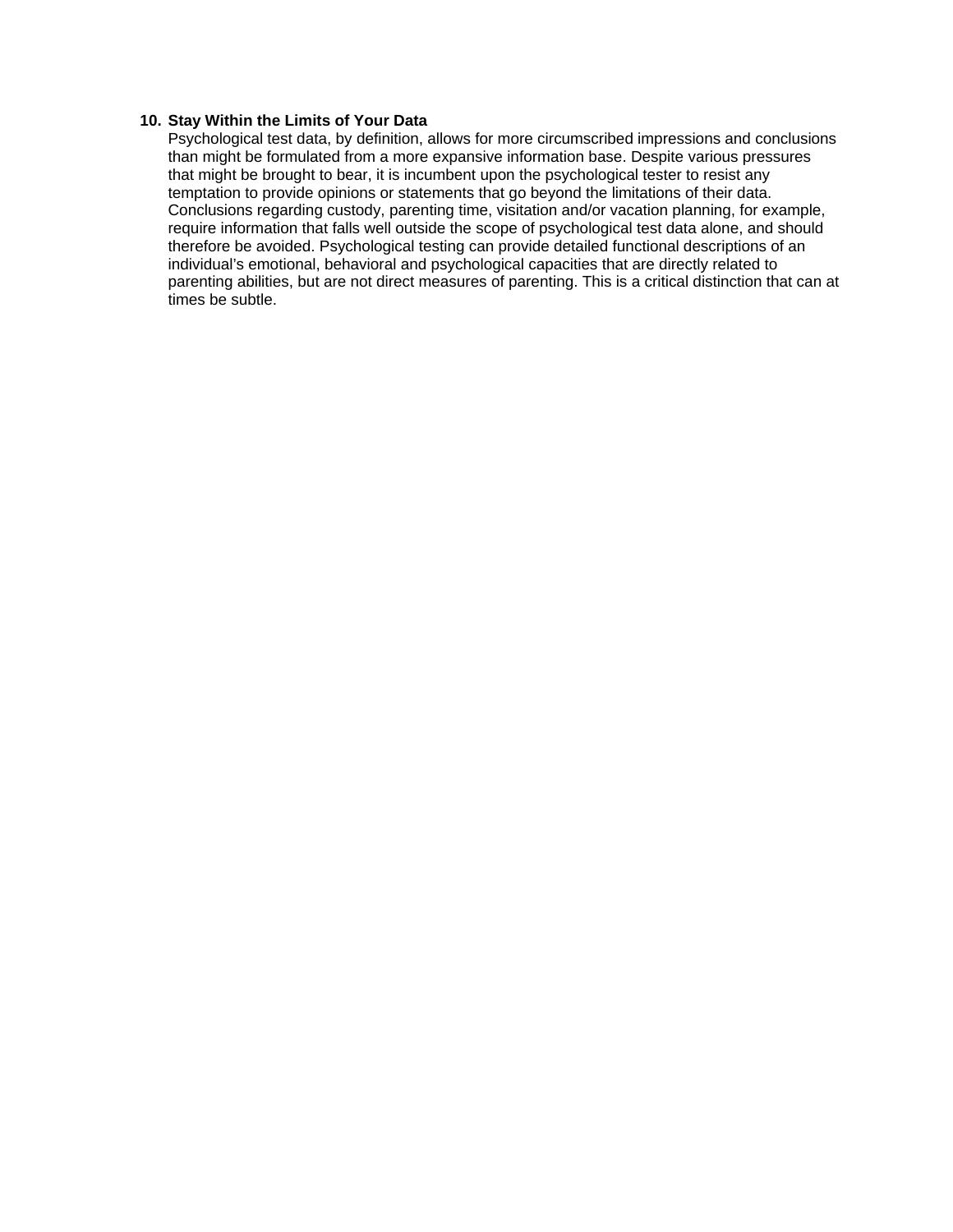10. **Stay Within the Limits of Your Data**
    Psychological test data, by definition, allows for more circumscribed impressions and conclusions than might be formulated from a more expansive information base. Despite various pressures that might be brought to bear, it is incumbent upon the psychological tester to resist any temptation to provide opinions or statements that go beyond the limitations of their data. Conclusions regarding custody, parenting time, visitation and/or vacation planning, for example, require information that falls well outside the scope of psychological test data alone, and should therefore be avoided. Psychological testing can provide detailed functional descriptions of an individual's emotional, behavioral and psychological capacities that are directly related to parenting abilities, but are not direct measures of parenting. This is a critical distinction that can at times be subtle.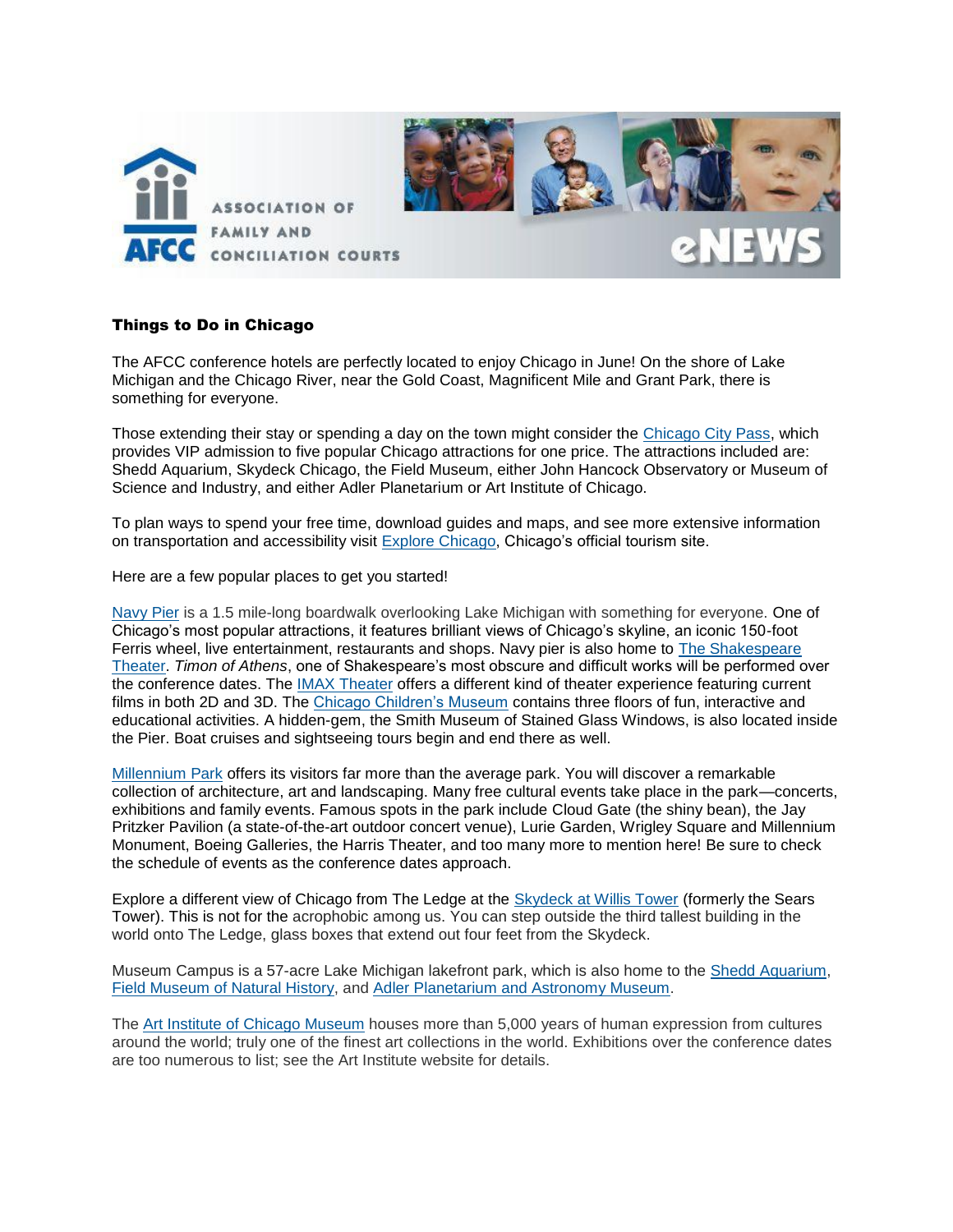### Things to Do in Chicago

The AFCC conference hotels are perfectly located to enjoy Chicago in June! On the shore of Lake Michigan and the Chicago River, near the Gold Coast, Magnificent Mile and Grant Park, there is something for everyone.

Those extending their stay or spending a day on the town might consider the Chicago City Pass, which provides VIP admission to five popular Chicago attractions for one price. The attractions included are: Shedd Aquarium, Skydeck Chicago, the Field Museum, either John Hancock Observatory or Museum of Science and Industry, and either Adler Planetarium or Art Institute of Chicago.

To plan ways to spend your free time, download guides and maps, and see more extensive information on transportation and accessibility visit Explore Chicago, Chicago's official tourism site.

Here are a few popular places to get you started!

Navy Pier is a 1.5 mile-long boardwalk overlooking Lake Michigan with something for everyone. One of Chicago's most popular attractions, it features brilliant views of Chicago's skyline, an iconic 150-foot Ferris wheel, live entertainment, restaurants and shops. Navy pier is also home to The Shakespeare Theater. *Timon of Athens*, one of Shakespeare's most obscure and difficult works will be performed over the conference dates. The IMAX Theater offers a different kind of theater experience featuring current films in both 2D and 3D. The Chicago Children's Museum contains three floors of fun, interactive and educational activities. A hidden-gem, the Smith Museum of Stained Glass Windows, is also located inside the Pier. Boat cruises and sightseeing tours begin and end there as well.

Millennium Park offers its visitors far more than the average park. You will discover a remarkable collection of architecture, art and landscaping. Many free cultural events take place in the park—concerts, exhibitions and family events. Famous spots in the park include Cloud Gate (the shiny bean), the Jay Pritzker Pavilion (a state-of-the-art outdoor concert venue), Lurie Garden, Wrigley Square and Millennium Monument, Boeing Galleries, the Harris Theater, and too many more to mention here! Be sure to check the schedule of events as the conference dates approach.

Explore a different view of Chicago from The Ledge at the Skydeck at Willis Tower (formerly the Sears Tower). This is not for the acrophobic among us. You can step outside the third tallest building in the world onto The Ledge, glass boxes that extend out four feet from the Skydeck.

Museum Campus is a 57-acre Lake Michigan lakefront park, which is also home to the Shedd Aquarium, Field Museum of Natural History, and Adler Planetarium and Astronomy Museum.

The Art Institute of Chicago Museum houses more than 5,000 years of human expression from cultures around the world; truly one of the finest art collections in the world. Exhibitions over the conference dates are too numerous to list; see the Art Institute website for details.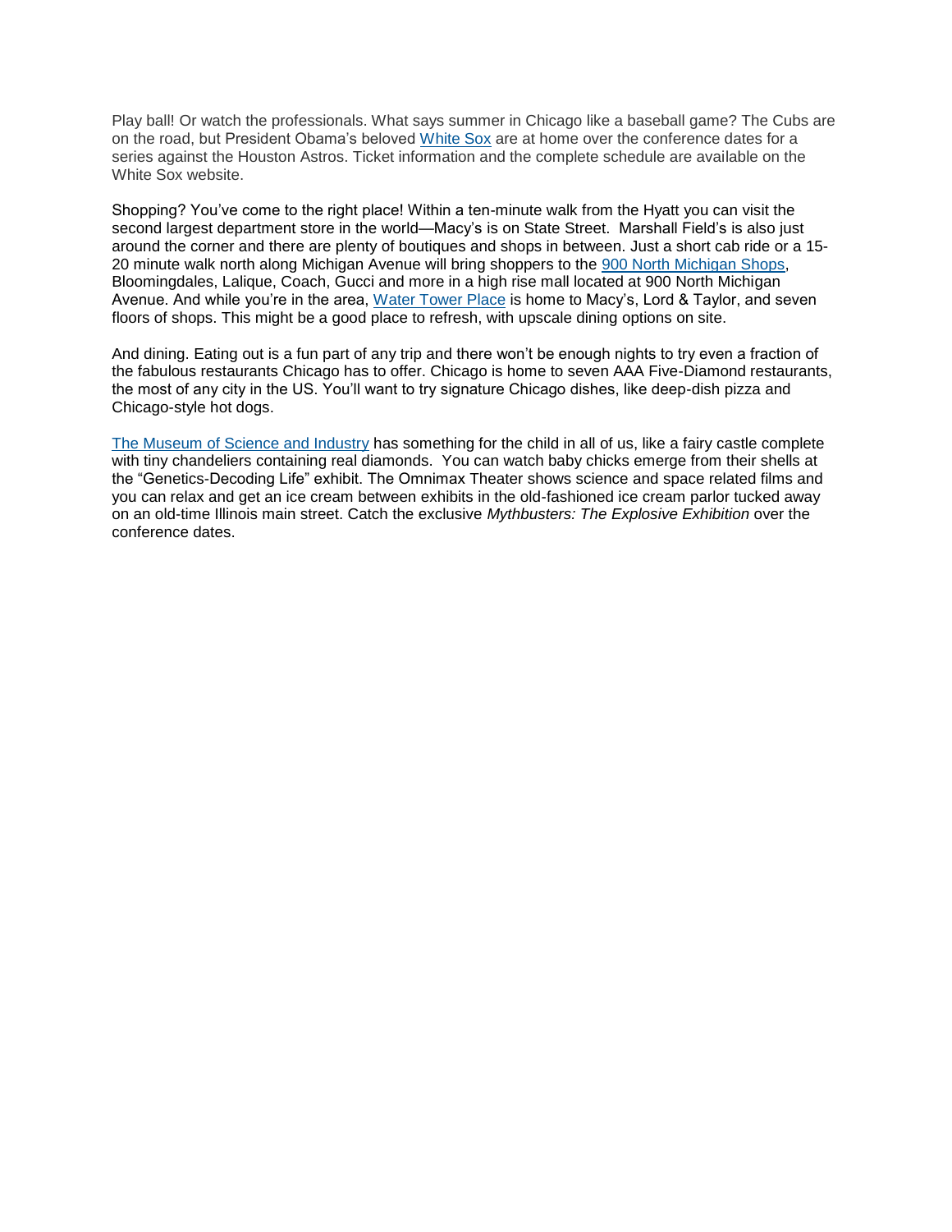Play ball! Or watch the professionals. What says summer in Chicago like a baseball game? The Cubs are on the road, but President Obama's beloved White Sox are at home over the conference dates for a series against the Houston Astros. Ticket information and the complete schedule are available on the White Sox website.

Shopping? You've come to the right place! Within a ten-minute walk from the Hyatt you can visit the second largest department store in the world—Macy's is on State Street. Marshall Field's is also just around the corner and there are plenty of boutiques and shops in between. Just a short cab ride or a 15-20 minute walk north along Michigan Avenue will bring shoppers to the 900 North Michigan Shops, Bloomingdales, Lalique, Coach, Gucci and more in a high rise mall located at 900 North Michigan Avenue. And while you're in the area, Water Tower Place is home to Macy's, Lord & Taylor, and seven floors of shops. This might be a good place to refresh, with upscale dining options on site.

And dining. Eating out is a fun part of any trip and there won't be enough nights to try even a fraction of the fabulous restaurants Chicago has to offer. Chicago is home to seven AAA Five-Diamond restaurants, the most of any city in the US. You'll want to try signature Chicago dishes, like deep-dish pizza and Chicago-style hot dogs.

The Museum of Science and Industry has something for the child in all of us, like a fairy castle complete with tiny chandeliers containing real diamonds. You can watch baby chicks emerge from their shells at the "Genetics-Decoding Life" exhibit. The Omnimax Theater shows science and space related films and you can relax and get an ice cream between exhibits in the old-fashioned ice cream parlor tucked away on an old-time Illinois main street. Catch the exclusive *Mythbusters: The Explosive Exhibition* over the conference dates.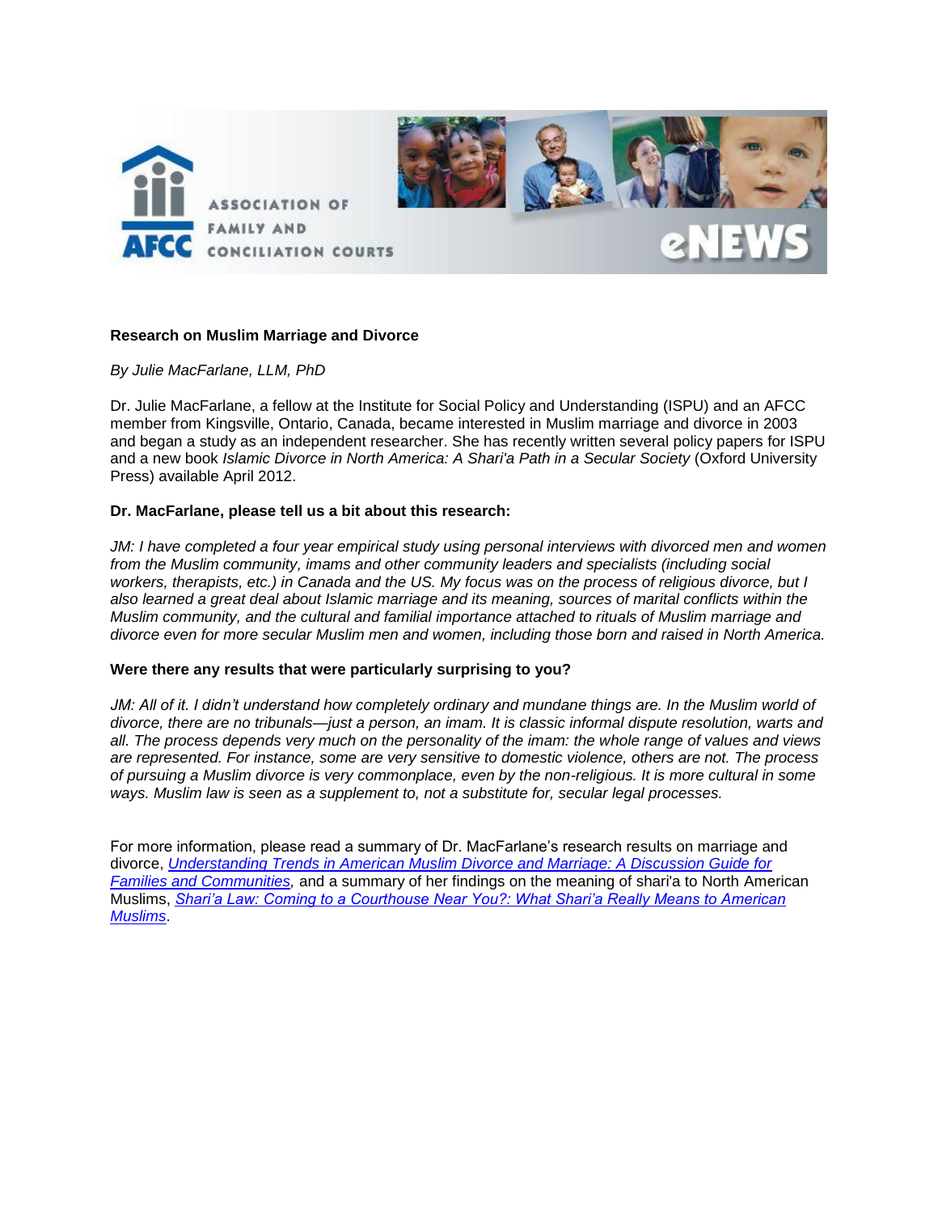ASSOCIATION OF FAMILY AND CONCILIATION COURTS

AFCC

eNEWS

**Research on Muslim Marriage and Divorce**

*By Julie MacFarlane, LLM, PhD*

Dr. Julie MacFarlane, a fellow at the Institute for Social Policy and Understanding (ISPU) and an AFCC member from Kingsville, Ontario, Canada, became interested in Muslim marriage and divorce in 2003 and began a study as an independent researcher. She has recently written several policy papers for ISPU and a new book *Islamic Divorce in North America: A Shari'a Path in a Secular Society* (Oxford University Press) available April 2012.

**Dr. MacFarlane, please tell us a bit about this research:**

*JM: I have completed a four year empirical study using personal interviews with divorced men and women from the Muslim community, imams and other community leaders and specialists (including social workers, therapists, etc.) in Canada and the US. My focus was on the process of religious divorce, but I also learned a great deal about Islamic marriage and its meaning, sources of marital conflicts within the Muslim community, and the cultural and familial importance attached to rituals of Muslim marriage and divorce even for more secular Muslim men and women, including those born and raised in North America.*

**Were there any results that were particularly surprising to you?**

*JM: All of it. I didn't understand how completely ordinary and mundane things are. In the Muslim world of divorce, there are no tribunals—just a person, an imam. It is classic informal dispute resolution, warts and all. The process depends very much on the personality of the imam: the whole range of values and views are represented. For instance, some are very sensitive to domestic violence, others are not. The process of pursuing a Muslim divorce is very commonplace, even by the non-religious. It is more cultural in some ways. Muslim law is seen as a supplement to, not a substitute for, secular legal processes.*

For more information, please read a summary of Dr. MacFarlane's research results on marriage and divorce, *Understanding Trends in American Muslim Divorce and Marriage: A Discussion Guide for Families and Communities*, and a summary of her findings on the meaning of shari'a to North American Muslims, *Shari'a Law: Coming to a Courthouse Near You?: What Shari'a Really Means to American Muslims*.